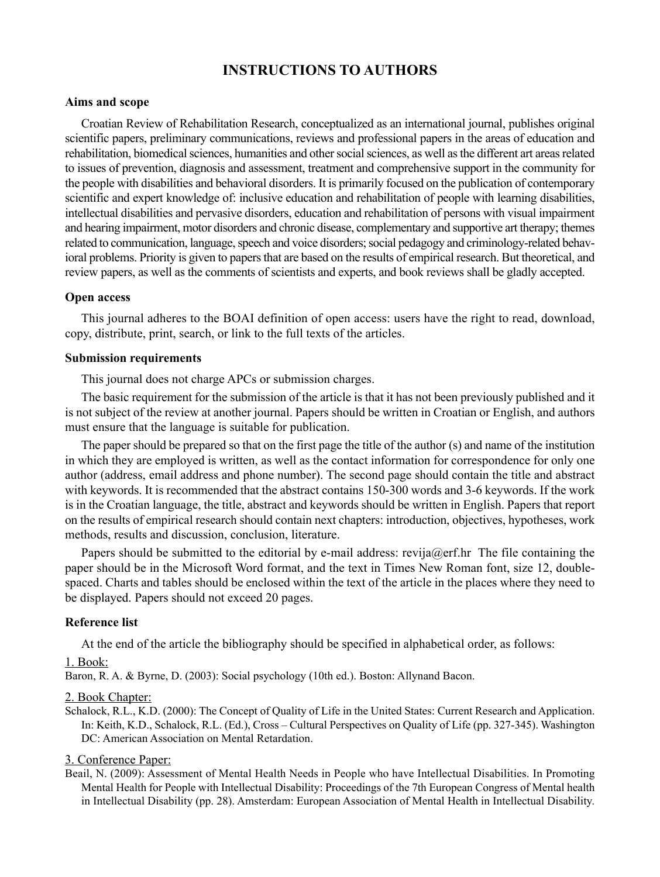# INSTRUCTIONS TO AUTHORS

### Aims and scope

Croatian Review of Rehabilitation Research, conceptualized as an international journal, publishes original scientific papers, preliminary communications, reviews and professional papers in the areas of education and rehabilitation, biomedical sciences, humanities and other social sciences, as well as the different art areas related to issues of prevention, diagnosis and assessment, treatment and comprehensive support in the community for the people with disabilities and behavioral disorders. It is primarily focused on the publication of contemporary scientific and expert knowledge of: inclusive education and rehabilitation of people with learning disabilities, intellectual disabilities and pervasive disorders, education and rehabilitation of persons with visual impairment and hearing impairment, motor disorders and chronic disease, complementary and supportive art therapy; themes related to communication, language, speech and voice disorders; social pedagogy and criminology-related behavioral problems. Priority is given to papers that are based on the results of empirical research. But theoretical, and review papers, as well as the comments of scientists and experts, and book reviews shall be gladly accepted.

### Open access

This journal adheres to the BOAI definition of open access: users have the right to read, download, copy, distribute, print, search, or link to the full texts of the articles.

### Submission requirements

This journal does not charge APCs or submission charges.

The basic requirement for the submission of the article is that it has not been previously published and it is not subject of the review at another journal. Papers should be written in Croatian or English, and authors must ensure that the language is suitable for publication.

The paper should be prepared so that on the first page the title of the author (s) and name of the institution in which they are employed is written, as well as the contact information for correspondence for only one author (address, email address and phone number). The second page should contain the title and abstract with keywords. It is recommended that the abstract contains 150-300 words and 3-6 keywords. If the work is in the Croatian language, the title, abstract and keywords should be written in English. Papers that report on the results of empirical research should contain next chapters: introduction, objectives, hypotheses, work methods, results and discussion, conclusion, literature.

Papers should be submitted to the editorial by e-mail address: revija@erf.hr The file containing the paper should be in the Microsoft Word format, and the text in Times New Roman font, size 12, double-spaced. Charts and tables should be enclosed within the text of the article in the places where they need to be displayed. Papers should not exceed 20 pages.

### Reference list

At the end of the article the bibliography should be specified in alphabetical order, as follows:

1. Book:

Baron, R. A. & Byrne, D. (2003): Social psychology (10th ed.). Boston: Allynand Bacon.

2. Book Chapter:

Schalock, R.L., K.D. (2000): The Concept of Quality of Life in the United States: Current Research and Application. In: Keith, K.D., Schalock, R.L. (Ed.), Cross – Cultural Perspectives on Quality of Life (pp. 327-345). Washington DC: American Association on Mental Retardation.

3. Conference Paper:

Beail, N. (2009): Assessment of Mental Health Needs in People who have Intellectual Disabilities. In Promoting Mental Health for People with Intellectual Disability: Proceedings of the 7th European Congress of Mental health in Intellectual Disability (pp. 28). Amsterdam: European Association of Mental Health in Intellectual Disability.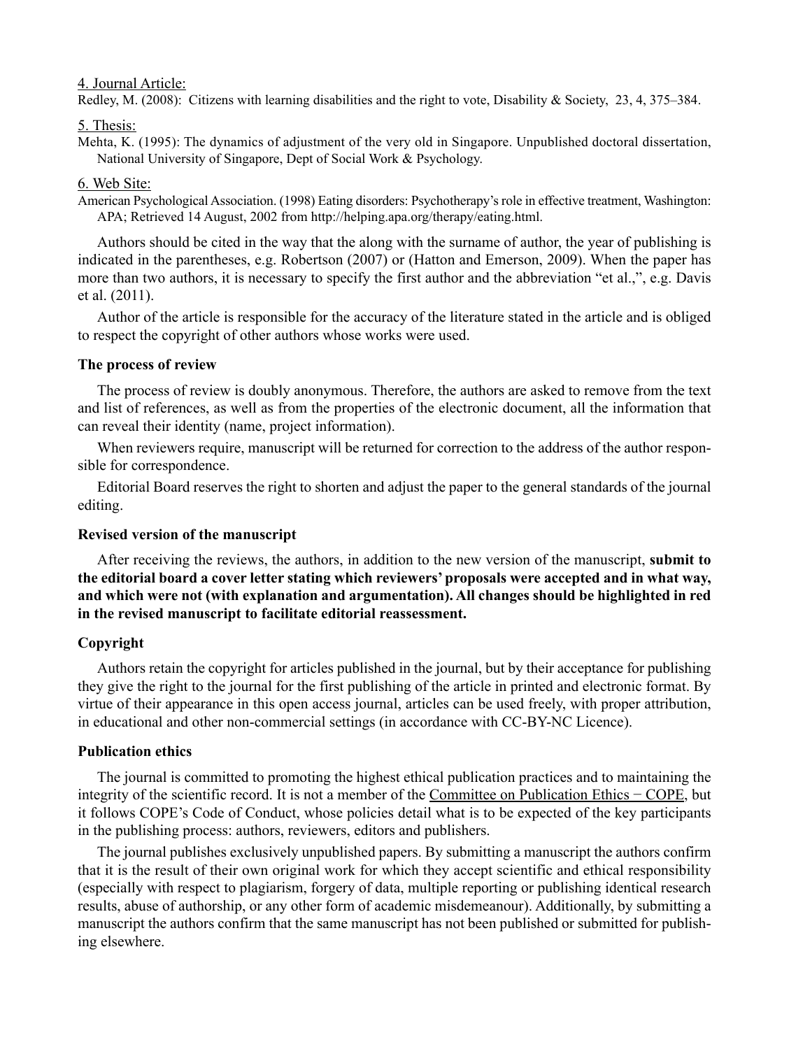4. Journal Article:

Redley, M. (2008): Citizens with learning disabilities and the right to vote, Disability & Society, 23, 4, 375–384.

5. Thesis:

Mehta, K. (1995): The dynamics of adjustment of the very old in Singapore. Unpublished doctoral dissertation, National University of Singapore, Dept of Social Work & Psychology.

6. Web Site:

American Psychological Association. (1998) Eating disorders: Psychotherapy's role in effective treatment, Washington: APA; Retrieved 14 August, 2002 from http://helping.apa.org/therapy/eating.html.

Authors should be cited in the way that the along with the surname of author, the year of publishing is indicated in the parentheses, e.g. Robertson (2007) or (Hatton and Emerson, 2009). When the paper has more than two authors, it is necessary to specify the first author and the abbreviation "et al.,", e.g. Davis et al. (2011).

Author of the article is responsible for the accuracy of the literature stated in the article and is obliged to respect the copyright of other authors whose works were used.

**The process of review**

The process of review is doubly anonymous. Therefore, the authors are asked to remove from the text and list of references, as well as from the properties of the electronic document, all the information that can reveal their identity (name, project information).

When reviewers require, manuscript will be returned for correction to the address of the author responsible for correspondence.

Editorial Board reserves the right to shorten and adjust the paper to the general standards of the journal editing.

**Revised version of the manuscript**

After receiving the reviews, the authors, in addition to the new version of the manuscript, **submit to the editorial board a cover letter stating which reviewers' proposals were accepted and in what way, and which were not (with explanation and argumentation). All changes should be highlighted in red in the revised manuscript to facilitate editorial reassessment.**

**Copyright**

Authors retain the copyright for articles published in the journal, but by their acceptance for publishing they give the right to the journal for the first publishing of the article in printed and electronic format. By virtue of their appearance in this open access journal, articles can be used freely, with proper attribution, in educational and other non-commercial settings (in accordance with CC-BY-NC Licence).

**Publication ethics**

The journal is committed to promoting the highest ethical publication practices and to maintaining the integrity of the scientific record. It is not a member of the Committee on Publication Ethics − COPE, but it follows COPE's Code of Conduct, whose policies detail what is to be expected of the key participants in the publishing process: authors, reviewers, editors and publishers.

The journal publishes exclusively unpublished papers. By submitting a manuscript the authors confirm that it is the result of their own original work for which they accept scientific and ethical responsibility (especially with respect to plagiarism, forgery of data, multiple reporting or publishing identical research results, abuse of authorship, or any other form of academic misdemeanour). Additionally, by submitting a manuscript the authors confirm that the same manuscript has not been published or submitted for publishing elsewhere.